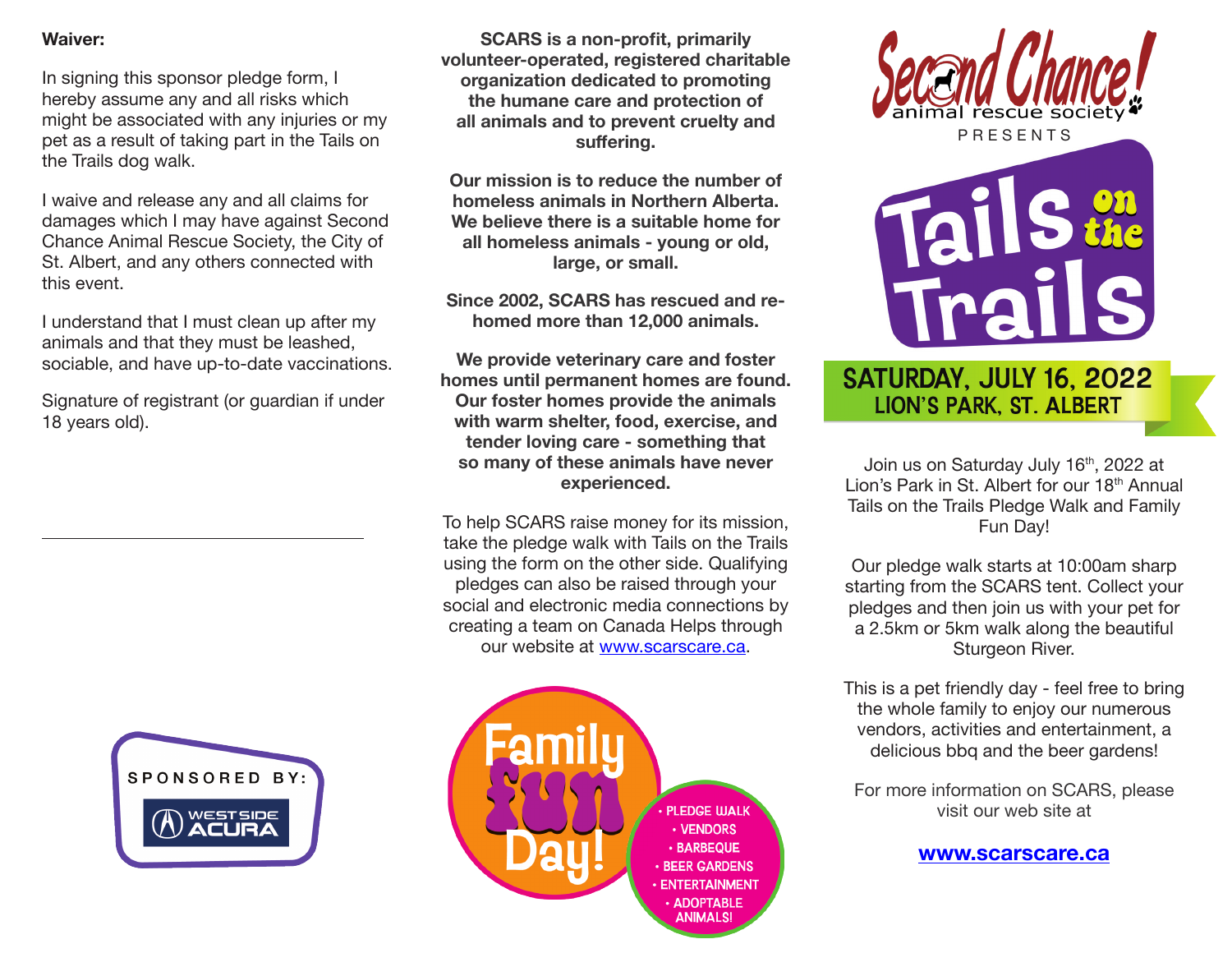**Waiver:**

In signing this sponsor pledge form, I hereby assume any and all risks which might be associated with any injuries or my pet as a result of taking part in the Tails on the Trails dog walk.

I waive and release any and all claims for damages which I may have against Second Chance Animal Rescue Society, the City of St. Albert, and any others connected with this event.

I understand that I must clean up after my animals and that they must be leashed, sociable, and have up-to-date vaccinations.

Signature of registrant (or guardian if under 18 years old).

\_\_\_\_\_\_\_\_\_\_\_\_\_\_\_\_\_\_\_\_\_\_\_\_\_\_\_\_\_\_\_\_\_\_\_\_

SPONSORED BY:

WESTSIDE ACURA

**SCARS is a non-profit, primarily volunteer-operated, registered charitable organization dedicated to promoting the humane care and protection of all animals and to prevent cruelty and suffering.**

**Our mission is to reduce the number of homeless animals in Northern Alberta. We believe there is a suitable home for all homeless animals - young or old, large, or small.**

**Since 2002, SCARS has rescued and re-homed more than 12,000 animals.**

**We provide veterinary care and foster homes until permanent homes are found. Our foster homes provide the animals with warm shelter, food, exercise, and tender loving care - something that so many of these animals have never experienced.**

To help SCARS raise money for its mission, take the pledge walk with Tails on the Trails using the form on the other side. Qualifying pledges can also be raised through your social and electronic media connections by creating a team on Canada Helps through our website at www.scarscare.ca.

Family Fun Day!

- PLEDGE WALK
- VENDORS
- BARBEQUE
- BEER GARDENS
- ENTERTAINMENT
- ADOPTABLE ANIMALS!

Second Chance! animal rescue society

PRESENTS

# Tails on the Trails

## SATURDAY, JULY 16, 2022
### LION'S PARK, ST. ALBERT

Join us on Saturday July 16th, 2022 at Lion's Park in St. Albert for our 18th Annual Tails on the Trails Pledge Walk and Family Fun Day!

Our pledge walk starts at 10:00am sharp starting from the SCARS tent. Collect your pledges and then join us with your pet for a 2.5km or 5km walk along the beautiful Sturgeon River.

This is a pet friendly day - feel free to bring the whole family to enjoy our numerous vendors, activities and entertainment, a delicious bbq and the beer gardens!

For more information on SCARS, please visit our web site at

**www.scarscare.ca**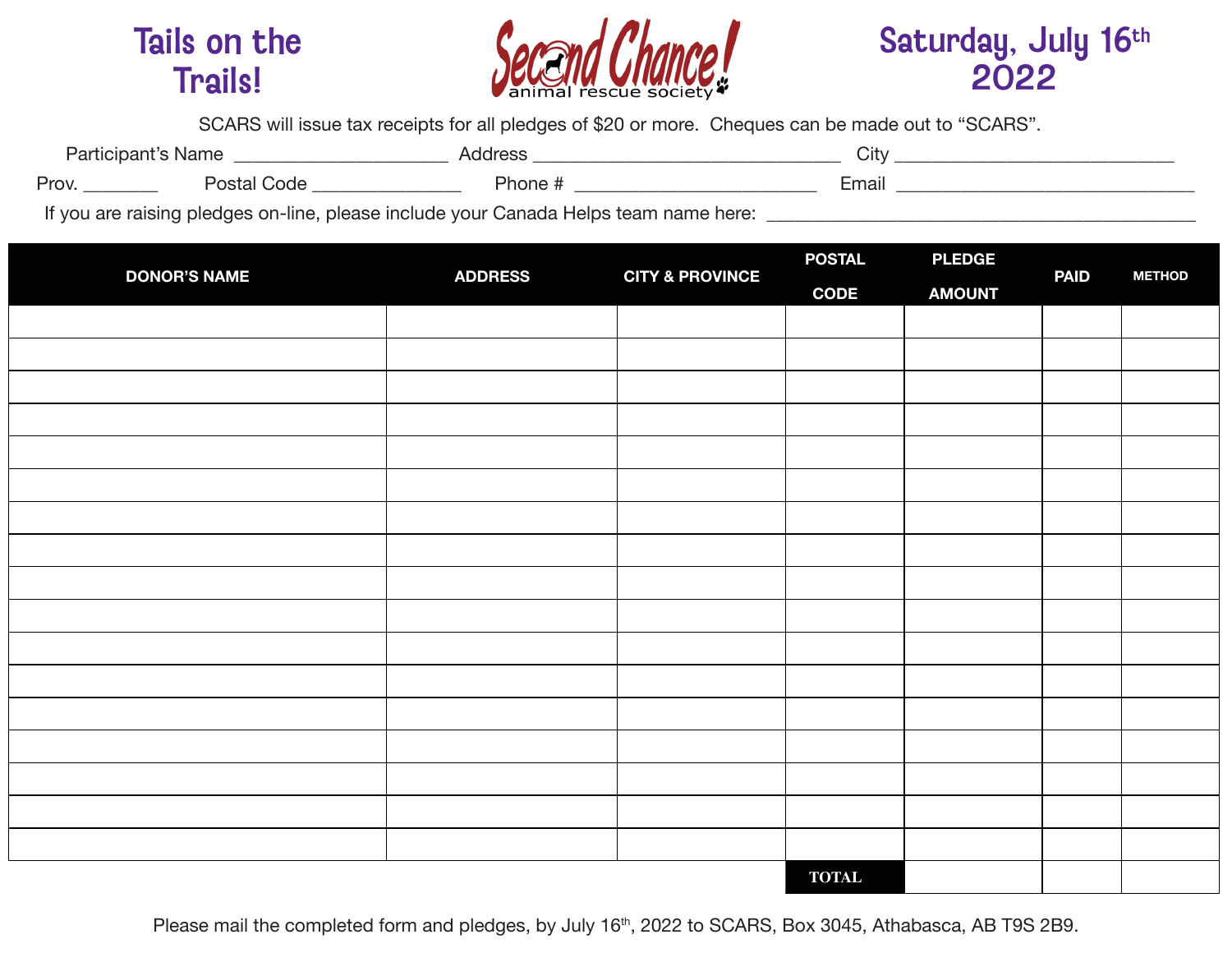**Tails on the Trails!**

**Second Chance! animal rescue society**

**Saturday, July 16th 2022**

SCARS will issue tax receipts for all pledges of $20 or more. Cheques can be made out to "SCARS".

Participant's Name ______________________ Address ________________________________ City ____________________________

Prov. _______ Postal Code _______________ Phone # _________________________ Email _______________________________

If you are raising pledges on-line, please include your Canada Helps team name here: _____________________________________________

| DONOR'S NAME | ADDRESS | CITY & PROVINCE | POSTAL CODE | PLEDGE AMOUNT | PAID | METHOD |
| --- | --- | --- | --- | --- | --- | --- |
| | | | | | | |
| | | | | | | |
| | | | | | | |
| | | | | | | |
| | | | | | | |
| | | | | | | |
| | | | | | | |
| | | | | | | |
| | | | | | | |
| | | | | | | |
| | | | | | | |
| | | | | | | |
| | | | | | | |
| | | | | | | |
| | | | | | | |
| | | | | | | |
| | | | | | | |
| | | | TOTAL | | | |

Please mail the completed form and pledges, by July 16th, 2022 to SCARS, Box 3045, Athabasca, AB T9S 2B9.